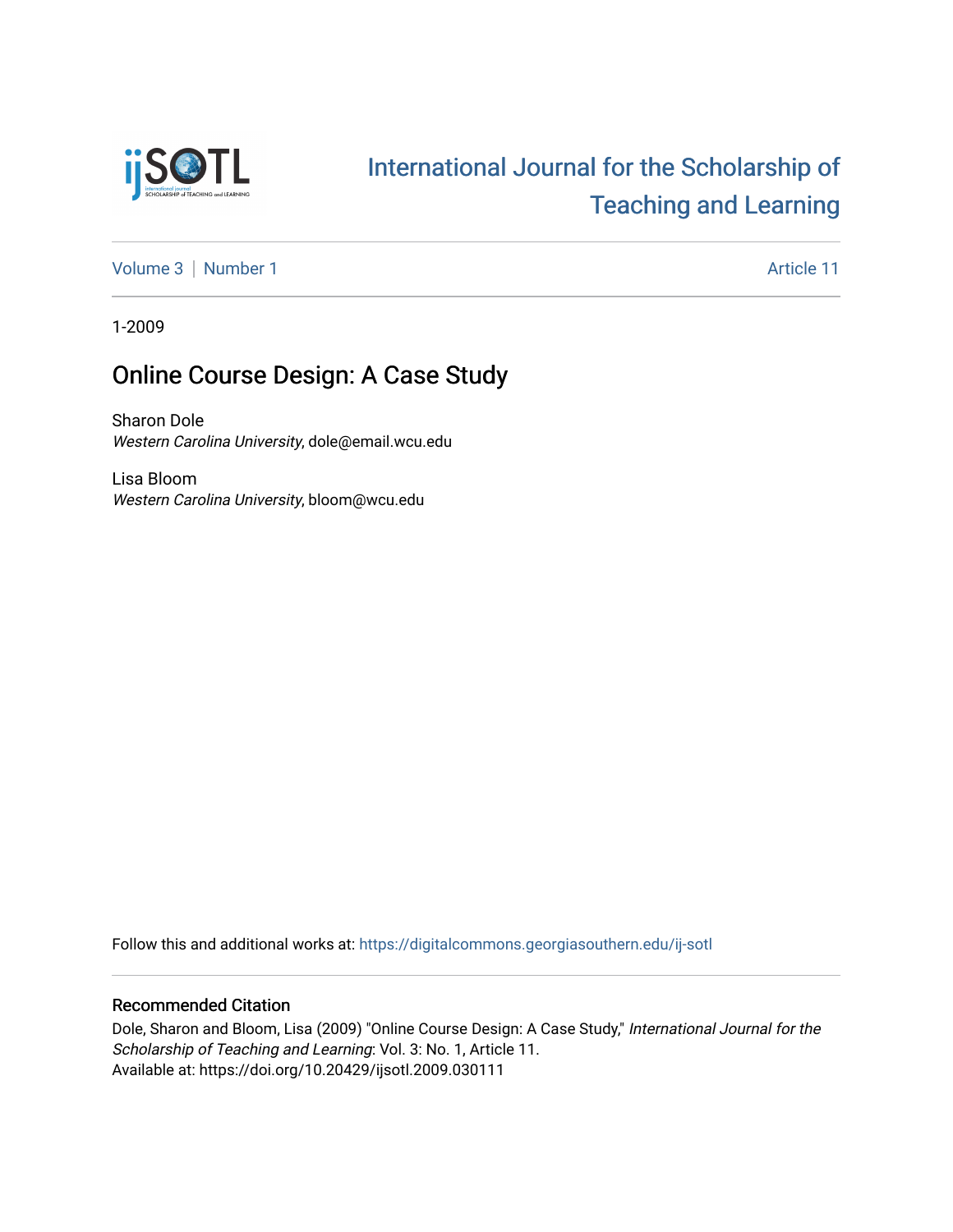International Journal for the Scholarship of Teaching and Learning

Volume 3 | Number 1 | Article 11

1-2009

# Online Course Design: A Case Study

Sharon Dole
*Western Carolina University*, dole@email.wcu.edu

Lisa Bloom
*Western Carolina University*, bloom@wcu.edu

Follow this and additional works at: https://digitalcommons.georgiasouthern.edu/ij-sotl

## Recommended Citation

Dole, Sharon and Bloom, Lisa (2009) "Online Course Design: A Case Study," *International Journal for the Scholarship of Teaching and Learning*: Vol. 3: No. 1, Article 11.
Available at: https://doi.org/10.20429/ijsotl.2009.030111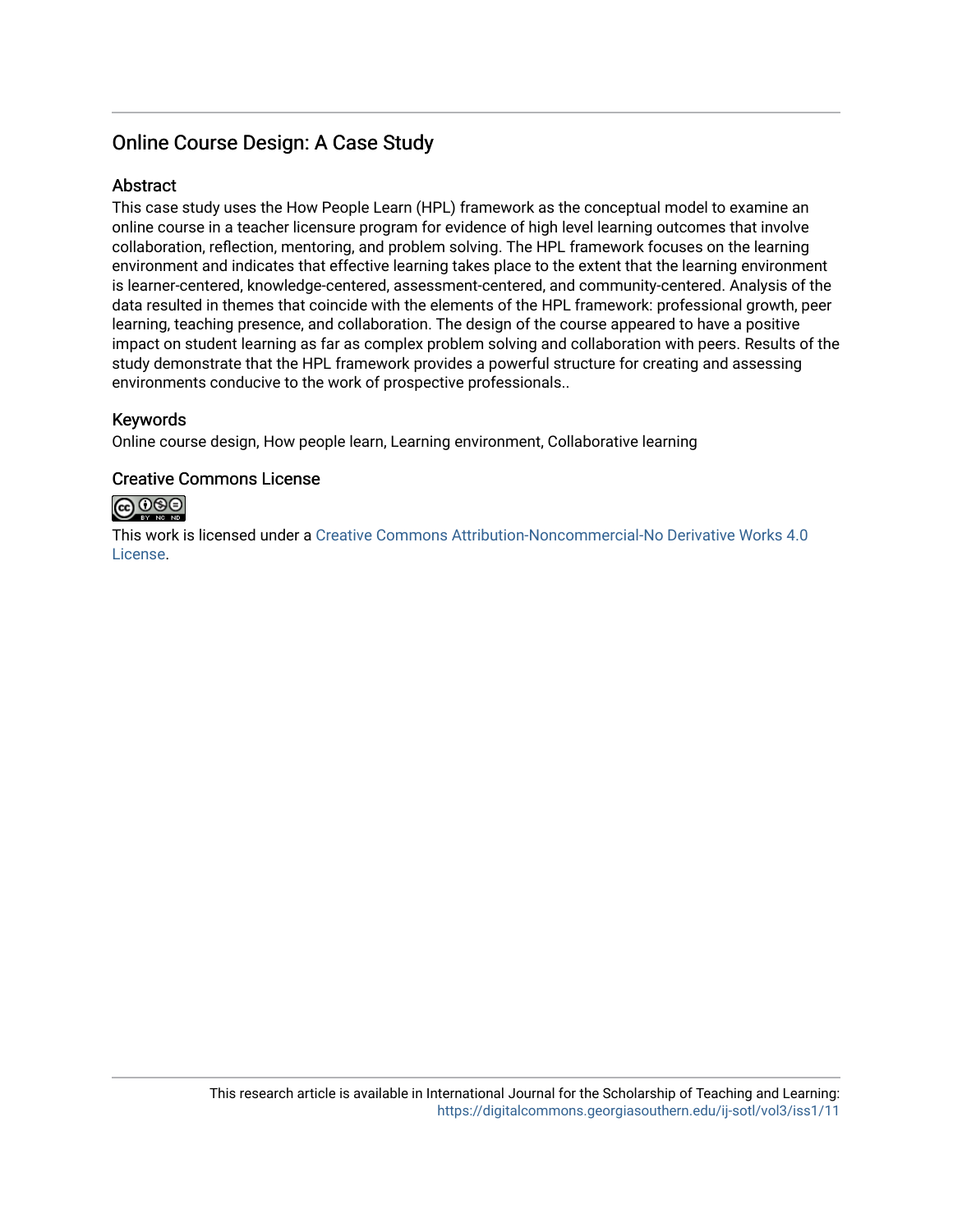## Online Course Design: A Case Study

### Abstract

This case study uses the How People Learn (HPL) framework as the conceptual model to examine an online course in a teacher licensure program for evidence of high level learning outcomes that involve collaboration, reflection, mentoring, and problem solving. The HPL framework focuses on the learning environment and indicates that effective learning takes place to the extent that the learning environment is learner-centered, knowledge-centered, assessment-centered, and community-centered. Analysis of the data resulted in themes that coincide with the elements of the HPL framework: professional growth, peer learning, teaching presence, and collaboration. The design of the course appeared to have a positive impact on student learning as far as complex problem solving and collaboration with peers. Results of the study demonstrate that the HPL framework provides a powerful structure for creating and assessing environments conducive to the work of prospective professionals..

### Keywords

Online course design, How people learn, Learning environment, Collaborative learning

### Creative Commons License

This work is licensed under a Creative Commons Attribution-Noncommercial-No Derivative Works 4.0 License.

This research article is available in International Journal for the Scholarship of Teaching and Learning: https://digitalcommons.georgiasouthern.edu/ij-sotl/vol3/iss1/11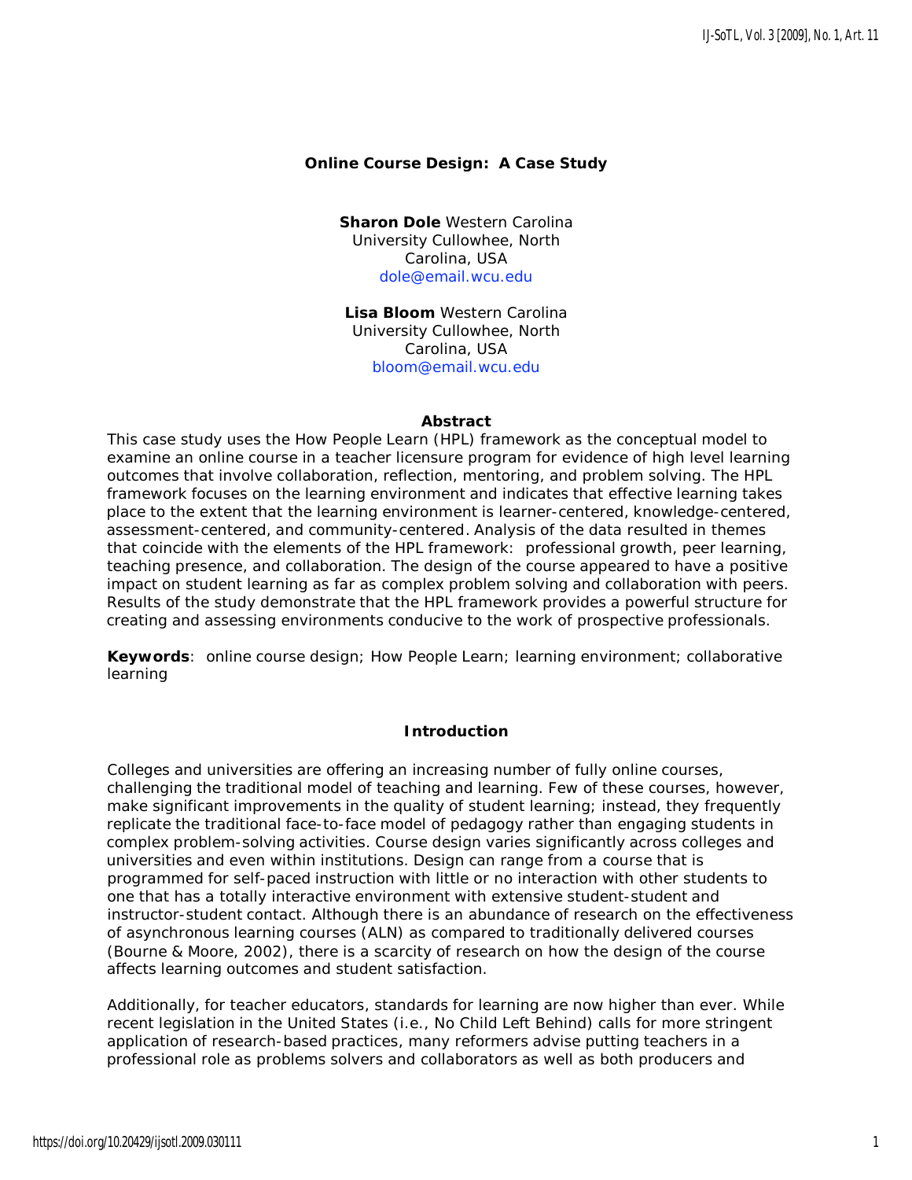# Online Course Design: A Case Study

**Sharon Dole** Western Carolina University Cullowhee, North Carolina, USA
dole@email.wcu.edu

**Lisa Bloom** Western Carolina University Cullowhee, North Carolina, USA
bloom@email.wcu.edu

## Abstract

This case study uses the How People Learn (HPL) framework as the conceptual model to examine an online course in a teacher licensure program for evidence of high level learning outcomes that involve collaboration, reflection, mentoring, and problem solving. The HPL framework focuses on the learning environment and indicates that effective learning takes place to the extent that the learning environment is learner-centered, knowledge-centered, assessment-centered, and community-centered. Analysis of the data resulted in themes that coincide with the elements of the HPL framework: professional growth, peer learning, teaching presence, and collaboration. The design of the course appeared to have a positive impact on student learning as far as complex problem solving and collaboration with peers. Results of the study demonstrate that the HPL framework provides a powerful structure for creating and assessing environments conducive to the work of prospective professionals.

**Keywords**: online course design; How People Learn; learning environment; collaborative learning

## Introduction

Colleges and universities are offering an increasing number of fully online courses, challenging the traditional model of teaching and learning. Few of these courses, however, make significant improvements in the quality of student learning; instead, they frequently replicate the traditional face-to-face model of pedagogy rather than engaging students in complex problem-solving activities. Course design varies significantly across colleges and universities and even within institutions. Design can range from a course that is programmed for self-paced instruction with little or no interaction with other students to one that has a totally interactive environment with extensive student-student and instructor-student contact. Although there is an abundance of research on the effectiveness of asynchronous learning courses (ALN) as compared to traditionally delivered courses (Bourne & Moore, 2002), there is a scarcity of research on how the design of the course affects learning outcomes and student satisfaction.

Additionally, for teacher educators, standards for learning are now higher than ever. While recent legislation in the United States (i.e., No Child Left Behind) calls for more stringent application of research-based practices, many reformers advise putting teachers in a professional role as problems solvers and collaborators as well as both producers and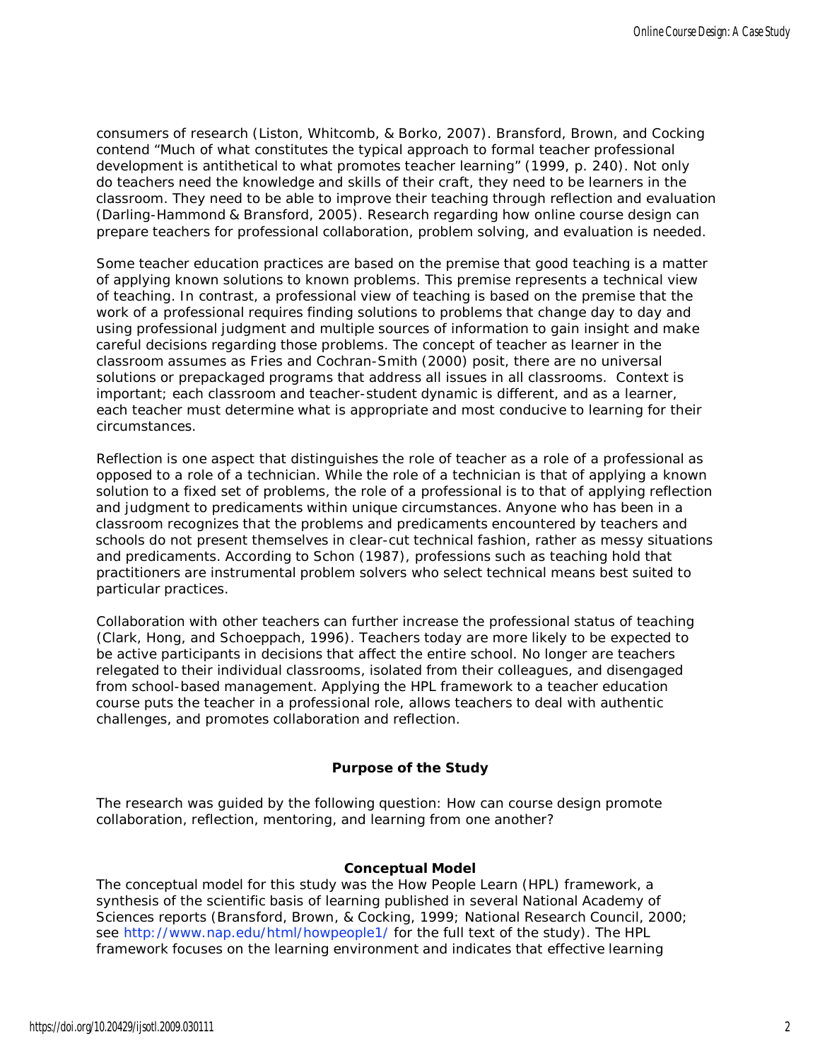consumers of research (Liston, Whitcomb, & Borko, 2007). Bransford, Brown, and Cocking contend "Much of what constitutes the typical approach to formal teacher professional development is antithetical to what promotes teacher learning" (1999, p. 240). Not only do teachers need the knowledge and skills of their craft, they need to be learners in the classroom. They need to be able to improve their teaching through reflection and evaluation (Darling-Hammond & Bransford, 2005). Research regarding how online course design can prepare teachers for professional collaboration, problem solving, and evaluation is needed.

Some teacher education practices are based on the premise that good teaching is a matter of applying known solutions to known problems. This premise represents a technical view of teaching. In contrast, a professional view of teaching is based on the premise that the work of a professional requires finding solutions to problems that change day to day and using professional judgment and multiple sources of information to gain insight and make careful decisions regarding those problems. The concept of teacher as learner in the classroom assumes as Fries and Cochran-Smith (2000) posit, there are no universal solutions or prepackaged programs that address all issues in all classrooms. Context is important; each classroom and teacher-student dynamic is different, and as a learner, each teacher must determine what is appropriate and most conducive to learning for their circumstances.

Reflection is one aspect that distinguishes the role of teacher as a role of a professional as opposed to a role of a technician. While the role of a technician is that of applying a known solution to a fixed set of problems, the role of a professional is to that of applying reflection and judgment to predicaments within unique circumstances. Anyone who has been in a classroom recognizes that the problems and predicaments encountered by teachers and schools do not present themselves in clear-cut technical fashion, rather as messy situations and predicaments. According to Schon (1987), professions such as teaching hold that practitioners are instrumental problem solvers who select technical means best suited to particular practices.

Collaboration with other teachers can further increase the professional status of teaching (Clark, Hong, and Schoeppach, 1996). Teachers today are more likely to be expected to be active participants in decisions that affect the entire school. No longer are teachers relegated to their individual classrooms, isolated from their colleagues, and disengaged from school-based management. Applying the HPL framework to a teacher education course puts the teacher in a professional role, allows teachers to deal with authentic challenges, and promotes collaboration and reflection.

## Purpose of the Study

The research was guided by the following question: How can course design promote collaboration, reflection, mentoring, and learning from one another?

## Conceptual Model

The conceptual model for this study was the How People Learn (HPL) framework, a synthesis of the scientific basis of learning published in several National Academy of Sciences reports (Bransford, Brown, & Cocking, 1999; National Research Council, 2000; see http://www.nap.edu/html/howpeople1/ for the full text of the study). The HPL framework focuses on the learning environment and indicates that effective learning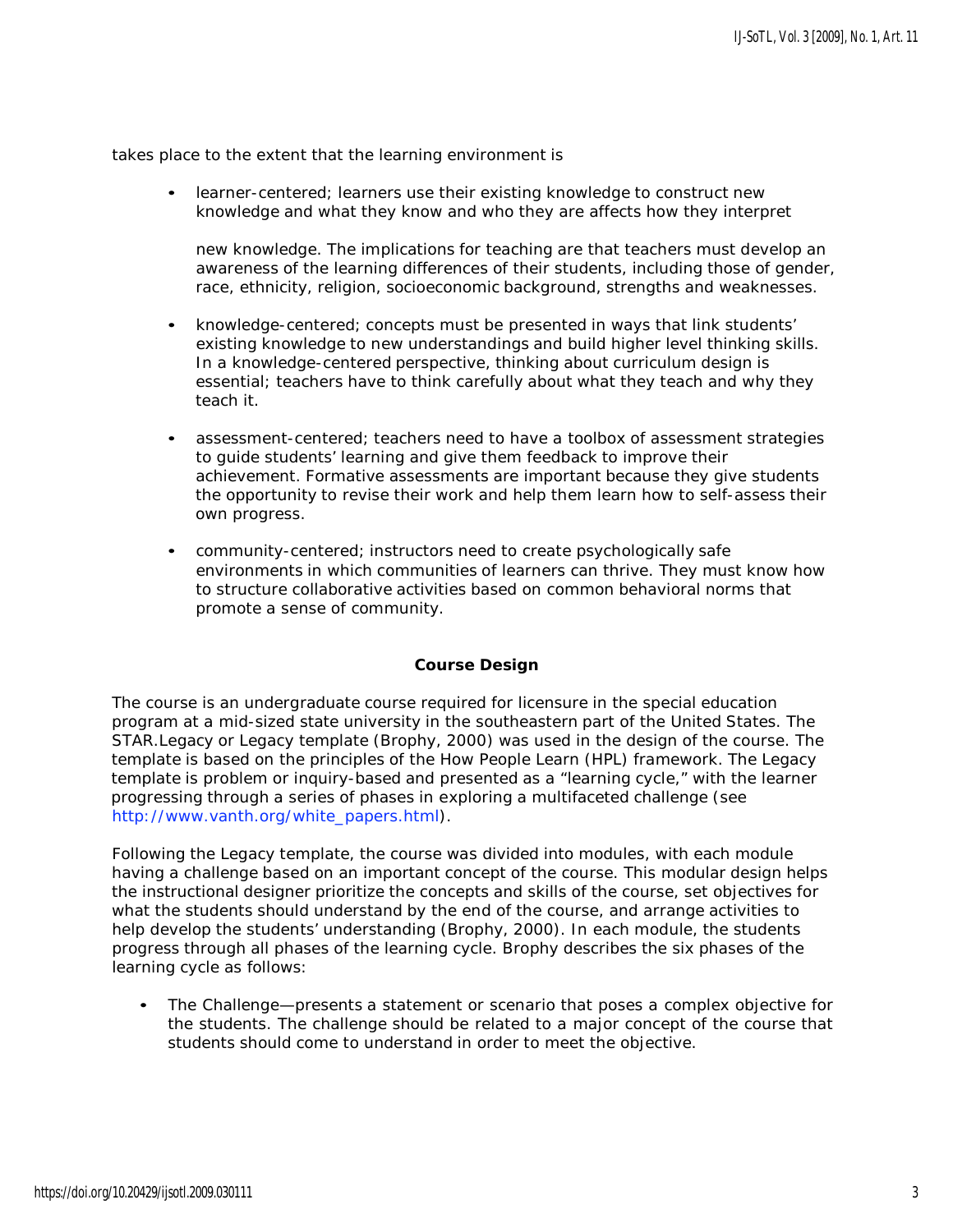takes place to the extent that the learning environment is

- learner-centered; learners use their existing knowledge to construct new knowledge and what they know and who they are affects how they interpret new knowledge. The implications for teaching are that teachers must develop an awareness of the learning differences of their students, including those of gender, race, ethnicity, religion, socioeconomic background, strengths and weaknesses.
- knowledge-centered; concepts must be presented in ways that link students' existing knowledge to new understandings and build higher level thinking skills. In a knowledge-centered perspective, thinking about curriculum design is essential; teachers have to think carefully about what they teach and why they teach it.
- assessment-centered; teachers need to have a toolbox of assessment strategies to guide students' learning and give them feedback to improve their achievement. Formative assessments are important because they give students the opportunity to revise their work and help them learn how to self-assess their own progress.
- community-centered; instructors need to create psychologically safe environments in which communities of learners can thrive. They must know how to structure collaborative activities based on common behavioral norms that promote a sense of community.

## Course Design

The course is an undergraduate course required for licensure in the special education program at a mid-sized state university in the southeastern part of the United States. The STAR.Legacy or Legacy template (Brophy, 2000) was used in the design of the course. The template is based on the principles of the How People Learn (HPL) framework. The Legacy template is problem or inquiry-based and presented as a "learning cycle," with the learner progressing through a series of phases in exploring a multifaceted challenge (see http://www.vanth.org/white_papers.html).

Following the Legacy template, the course was divided into modules, with each module having a challenge based on an important concept of the course. This modular design helps the instructional designer prioritize the concepts and skills of the course, set objectives for what the students should understand by the end of the course, and arrange activities to help develop the students' understanding (Brophy, 2000). In each module, the students progress through all phases of the learning cycle. Brophy describes the six phases of the learning cycle as follows:

- The Challenge—presents a statement or scenario that poses a complex objective for the students. The challenge should be related to a major concept of the course that students should come to understand in order to meet the objective.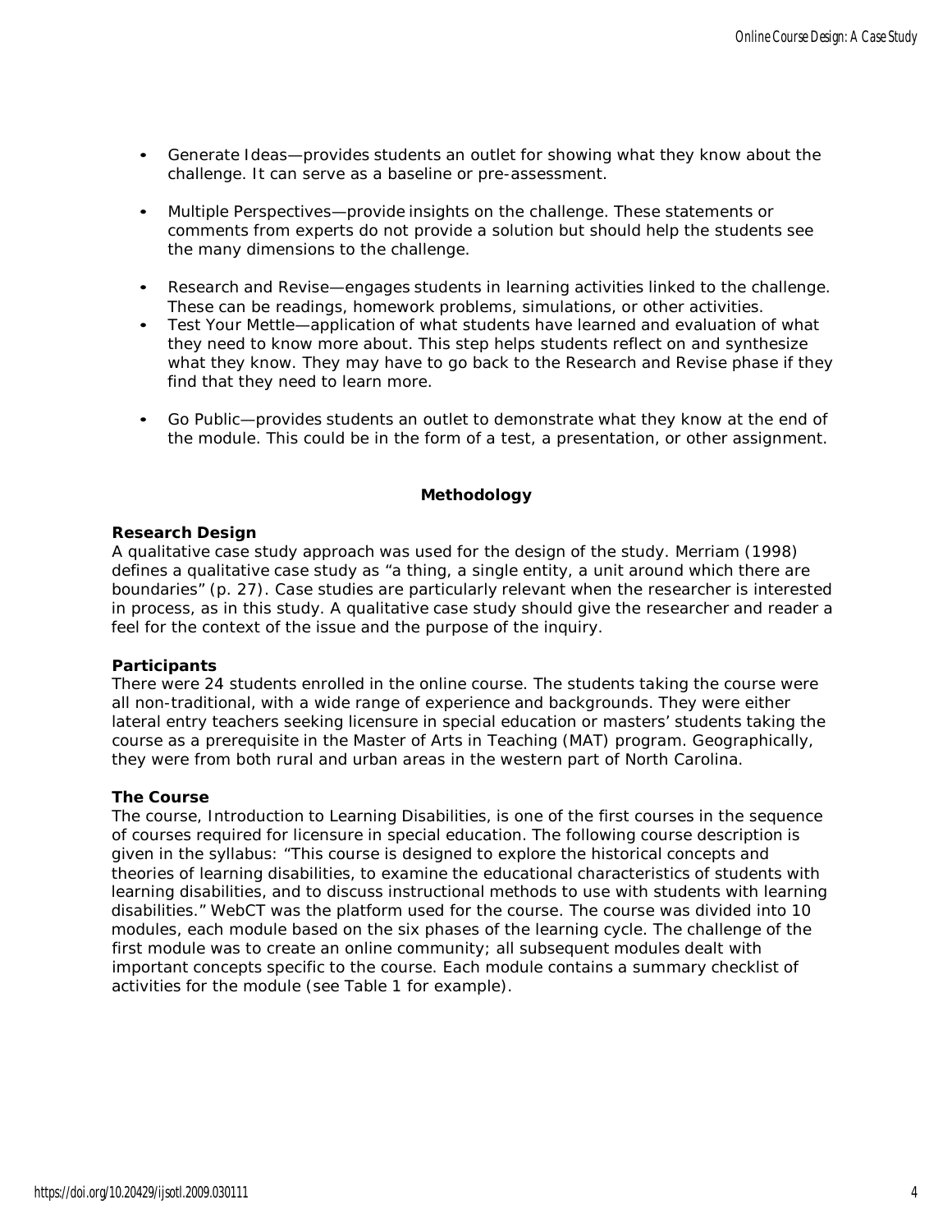- Generate Ideas—provides students an outlet for showing what they know about the challenge. It can serve as a baseline or pre-assessment.
- Multiple Perspectives—provide insights on the challenge. These statements or comments from experts do not provide a solution but should help the students see the many dimensions to the challenge.
- Research and Revise—engages students in learning activities linked to the challenge. These can be readings, homework problems, simulations, or other activities.
- Test Your Mettle—application of what students have learned and evaluation of what they need to know more about. This step helps students reflect on and synthesize what they know. They may have to go back to the Research and Revise phase if they find that they need to learn more.
- Go Public—provides students an outlet to demonstrate what they know at the end of the module. This could be in the form of a test, a presentation, or other assignment.

## Methodology

### Research Design

A qualitative case study approach was used for the design of the study. Merriam (1998) defines a qualitative case study as "a thing, a single entity, a unit around which there are boundaries" (p. 27). Case studies are particularly relevant when the researcher is interested in process, as in this study. A qualitative case study should give the researcher and reader a feel for the context of the issue and the purpose of the inquiry.

### Participants

There were 24 students enrolled in the online course. The students taking the course were all non-traditional, with a wide range of experience and backgrounds. They were either lateral entry teachers seeking licensure in special education or masters' students taking the course as a prerequisite in the Master of Arts in Teaching (MAT) program. Geographically, they were from both rural and urban areas in the western part of North Carolina.

### The Course

The course, Introduction to Learning Disabilities, is one of the first courses in the sequence of courses required for licensure in special education. The following course description is given in the syllabus: "This course is designed to explore the historical concepts and theories of learning disabilities, to examine the educational characteristics of students with learning disabilities, and to discuss instructional methods to use with students with learning disabilities." WebCT was the platform used for the course. The course was divided into 10 modules, each module based on the six phases of the learning cycle. The challenge of the first module was to create an online community; all subsequent modules dealt with important concepts specific to the course. Each module contains a summary checklist of activities for the module (see Table 1 for example).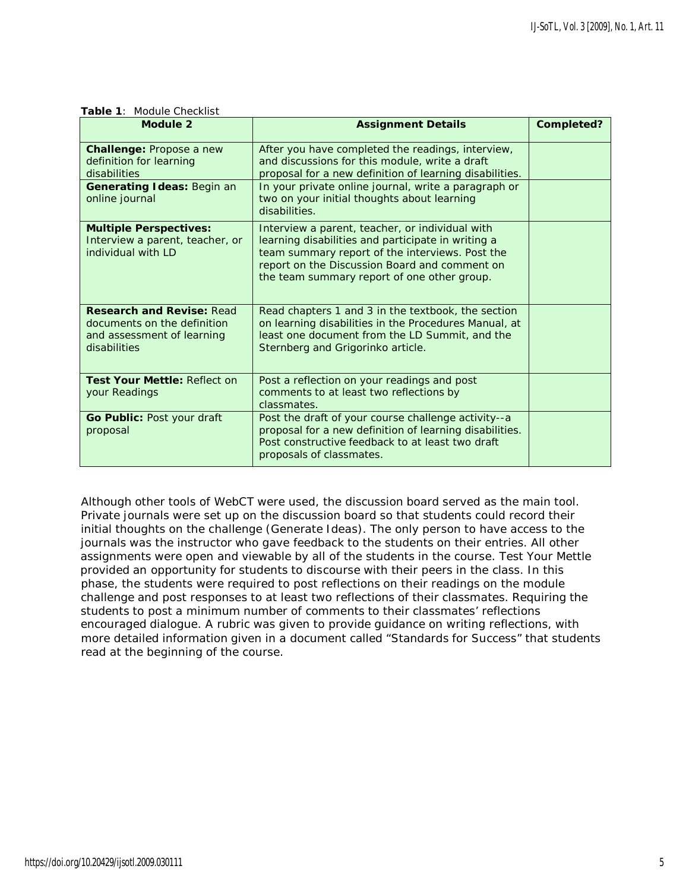**Table 1**: Module Checklist

| Module 2 | Assignment Details | Completed? |
|---|---|---|
| **Challenge:** Propose a new definition for learning disabilities | After you have completed the readings, interview, and discussions for this module, write a draft proposal for a new definition of learning disabilities. | |
| **Generating Ideas:** Begin an online journal | In your private online journal, write a paragraph or two on your initial thoughts about learning disabilities. | |
| **Multiple Perspectives:** Interview a parent, teacher, or individual with LD | Interview a parent, teacher, or individual with learning disabilities and participate in writing a team summary report of the interviews. Post the report on the Discussion Board and comment on the team summary report of one other group. | |
| **Research and Revise:** Read documents on the definition and assessment of learning disabilities | Read chapters 1 and 3 in the textbook, the section on learning disabilities in the Procedures Manual, at least one document from the LD Summit, and the Sternberg and Grigorinko article. | |
| **Test Your Mettle:** Reflect on your Readings | Post a reflection on your readings and post comments to at least two reflections by classmates. | |
| **Go Public:** Post your draft proposal | Post the draft of your course challenge activity--a proposal for a new definition of learning disabilities. Post constructive feedback to at least two draft proposals of classmates. | |

Although other tools of WebCT were used, the discussion board served as the main tool. Private journals were set up on the discussion board so that students could record their initial thoughts on the challenge (Generate Ideas). The only person to have access to the journals was the instructor who gave feedback to the students on their entries. All other assignments were open and viewable by all of the students in the course. Test Your Mettle provided an opportunity for students to discourse with their peers in the class. In this phase, the students were required to post reflections on their readings on the module challenge and post responses to at least two reflections of their classmates. Requiring the students to post a minimum number of comments to their classmates' reflections encouraged dialogue. A rubric was given to provide guidance on writing reflections, with more detailed information given in a document called "Standards for Success" that students read at the beginning of the course.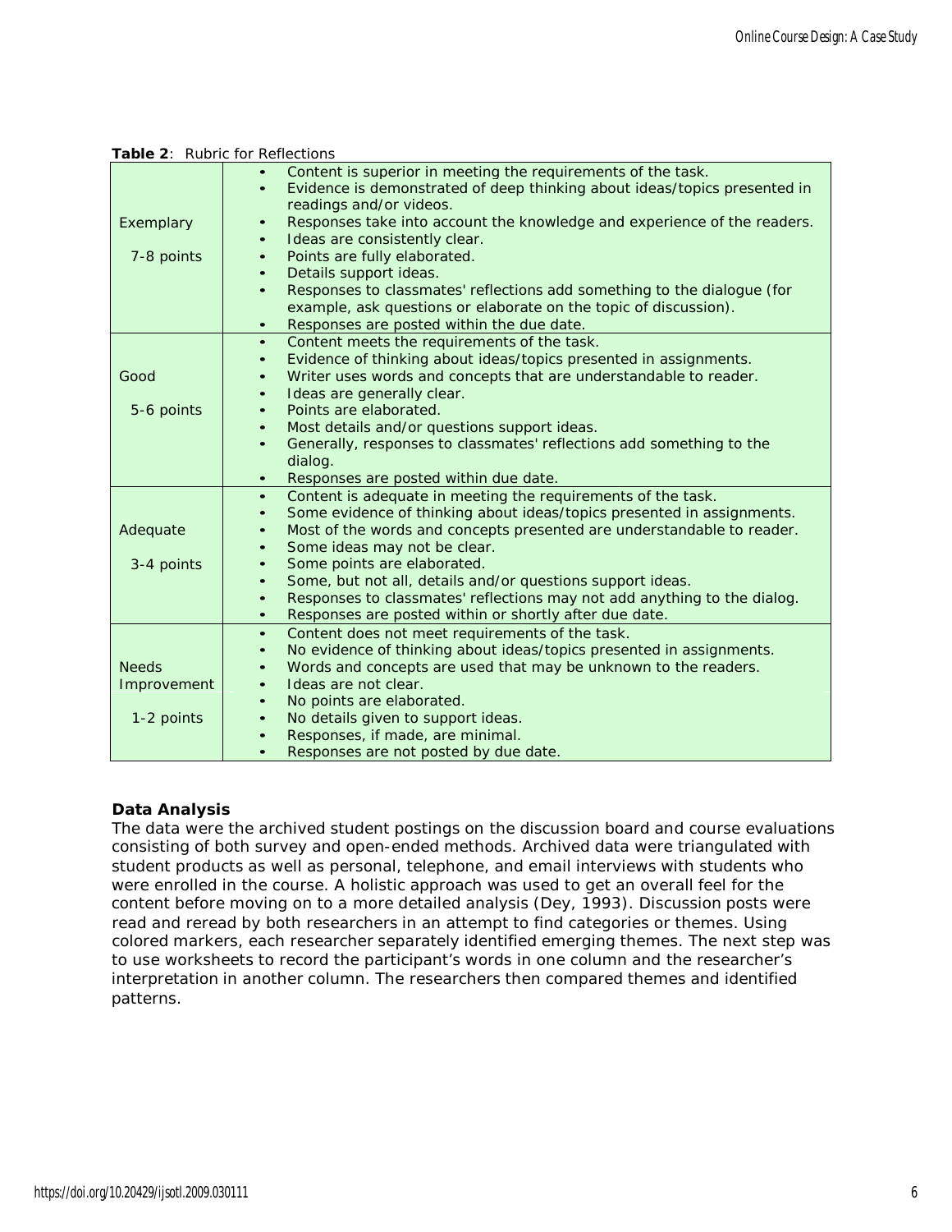**Table 2**: Rubric for Reflections

| | |
|---|---|
| Exemplary<br><br>7-8 points | • Content is superior in meeting the requirements of the task.<br>• Evidence is demonstrated of deep thinking about ideas/topics presented in readings and/or videos.<br>• Responses take into account the knowledge and experience of the readers.<br>• Ideas are consistently clear.<br>• Points are fully elaborated.<br>• Details support ideas.<br>• Responses to classmates' reflections add something to the dialogue (for example, ask questions or elaborate on the topic of discussion).<br>• Responses are posted within the due date. |
| Good<br><br>5-6 points | • Content meets the requirements of the task.<br>• Evidence of thinking about ideas/topics presented in assignments.<br>• Writer uses words and concepts that are understandable to reader.<br>• Ideas are generally clear.<br>• Points are elaborated.<br>• Most details and/or questions support ideas.<br>• Generally, responses to classmates' reflections add something to the dialog.<br>• Responses are posted within due date. |
| Adequate<br><br>3-4 points | • Content is adequate in meeting the requirements of the task.<br>• Some evidence of thinking about ideas/topics presented in assignments.<br>• Most of the words and concepts presented are understandable to reader.<br>• Some ideas may not be clear.<br>• Some points are elaborated.<br>• Some, but not all, details and/or questions support ideas.<br>• Responses to classmates' reflections may not add anything to the dialog.<br>• Responses are posted within or shortly after due date. |
| Needs Improvement<br><br>1-2 points | • Content does not meet requirements of the task.<br>• No evidence of thinking about ideas/topics presented in assignments.<br>• Words and concepts are used that may be unknown to the readers.<br>• Ideas are not clear.<br>• No points are elaborated.<br>• No details given to support ideas.<br>• Responses, if made, are minimal.<br>• Responses are not posted by due date. |

### Data Analysis

The data were the archived student postings on the discussion board and course evaluations consisting of both survey and open-ended methods. Archived data were triangulated with student products as well as personal, telephone, and email interviews with students who were enrolled in the course. A holistic approach was used to get an overall feel for the content before moving on to a more detailed analysis (Dey, 1993). Discussion posts were read and reread by both researchers in an attempt to find categories or themes. Using colored markers, each researcher separately identified emerging themes. The next step was to use worksheets to record the participant's words in one column and the researcher's interpretation in another column. The researchers then compared themes and identified patterns.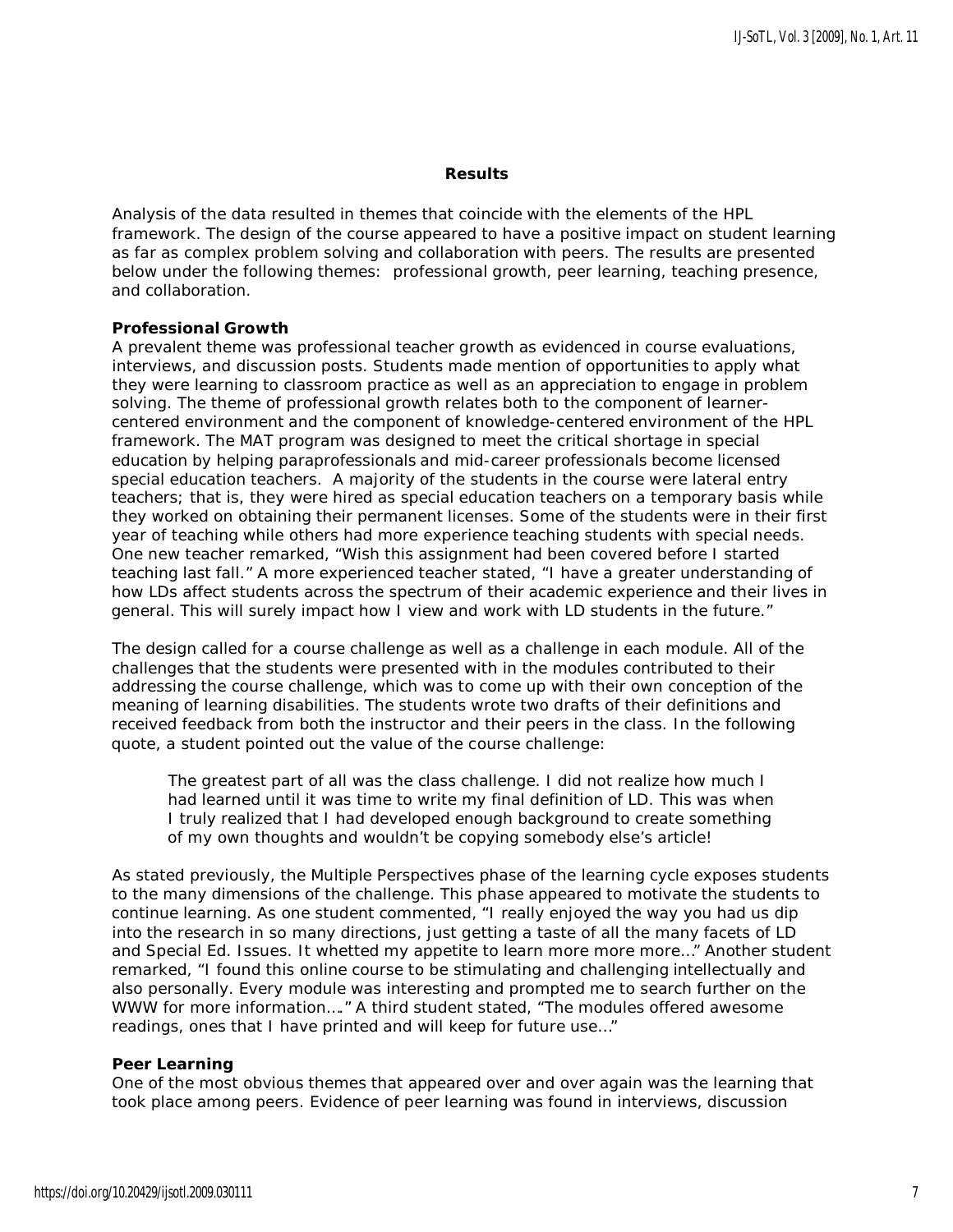## Results

Analysis of the data resulted in themes that coincide with the elements of the HPL framework. The design of the course appeared to have a positive impact on student learning as far as complex problem solving and collaboration with peers. The results are presented below under the following themes: professional growth, peer learning, teaching presence, and collaboration.

### Professional Growth

A prevalent theme was professional teacher growth as evidenced in course evaluations, interviews, and discussion posts. Students made mention of opportunities to apply what they were learning to classroom practice as well as an appreciation to engage in problem solving. The theme of professional growth relates both to the component of learner-centered environment and the component of knowledge-centered environment of the HPL framework. The MAT program was designed to meet the critical shortage in special education by helping paraprofessionals and mid-career professionals become licensed special education teachers. A majority of the students in the course were lateral entry teachers; that is, they were hired as special education teachers on a temporary basis while they worked on obtaining their permanent licenses. Some of the students were in their first year of teaching while others had more experience teaching students with special needs. One new teacher remarked, "Wish this assignment had been covered before I started teaching last fall." A more experienced teacher stated, "I have a greater understanding of how LDs affect students across the spectrum of their academic experience and their lives in general. This will surely impact how I view and work with LD students in the future."

The design called for a course challenge as well as a challenge in each module. All of the challenges that the students were presented with in the modules contributed to their addressing the course challenge, which was to come up with their own conception of the meaning of learning disabilities. The students wrote two drafts of their definitions and received feedback from both the instructor and their peers in the class. In the following quote, a student pointed out the value of the course challenge:

> The greatest part of all was the class challenge. I did not realize how much I had learned until it was time to write my final definition of LD. This was when I truly realized that I had developed enough background to create something of my own thoughts and wouldn't be copying somebody else's article!

As stated previously, the Multiple Perspectives phase of the learning cycle exposes students to the many dimensions of the challenge. This phase appeared to motivate the students to continue learning. As one student commented, "I really enjoyed the way you had us dip into the research in so many directions, just getting a taste of all the many facets of LD and Special Ed. Issues. It whetted my appetite to learn more more more…" Another student remarked, "I found this online course to be stimulating and challenging intellectually and also personally. Every module was interesting and prompted me to search further on the WWW for more information…." A third student stated, "The modules offered awesome readings, ones that I have printed and will keep for future use…"

### Peer Learning

One of the most obvious themes that appeared over and over again was the learning that took place among peers. Evidence of peer learning was found in interviews, discussion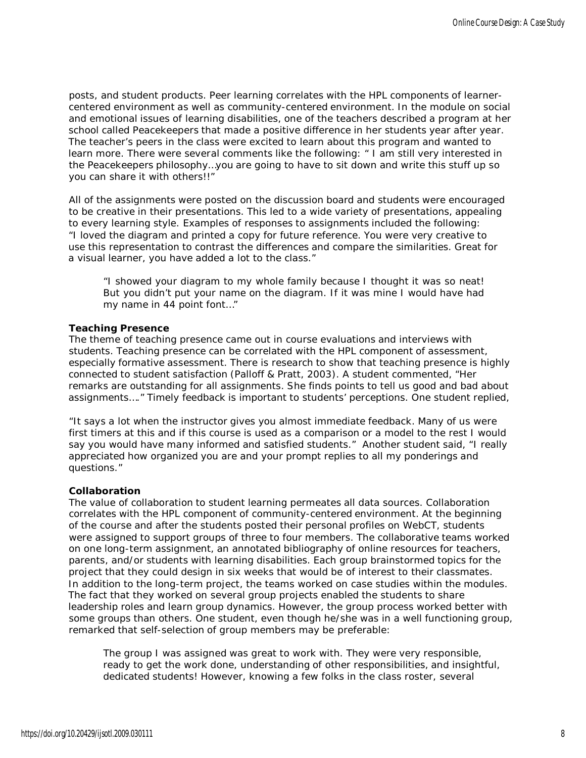posts, and student products. Peer learning correlates with the HPL components of learner-centered environment as well as community-centered environment. In the module on social and emotional issues of learning disabilities, one of the teachers described a program at her school called Peacekeepers that made a positive difference in her students year after year. The teacher's peers in the class were excited to learn about this program and wanted to learn more. There were several comments like the following: " I am still very interested in the Peacekeepers philosophy…you are going to have to sit down and write this stuff up so you can share it with others!!"

All of the assignments were posted on the discussion board and students were encouraged to be creative in their presentations. This led to a wide variety of presentations, appealing to every learning style. Examples of responses to assignments included the following: "I loved the diagram and printed a copy for future reference. You were very creative to use this representation to contrast the differences and compare the similarities. Great for a visual learner, you have added a lot to the class."

> "I showed your diagram to my whole family because I thought it was so neat! But you didn't put your name on the diagram. If it was mine I would have had my name in 44 point font…"

**Teaching Presence**

The theme of teaching presence came out in course evaluations and interviews with students. Teaching presence can be correlated with the HPL component of assessment, especially formative assessment. There is research to show that teaching presence is highly connected to student satisfaction (Palloff & Pratt, 2003). A student commented, "Her remarks are outstanding for all assignments. She finds points to tell us good and bad about assignments…." Timely feedback is important to students' perceptions. One student replied,

"It says a lot when the instructor gives you almost immediate feedback. Many of us were first timers at this and if this course is used as a comparison or a model to the rest I would say you would have many informed and satisfied students." Another student said, "I really appreciated how organized you are and your prompt replies to all my ponderings and questions."

**Collaboration**

The value of collaboration to student learning permeates all data sources. Collaboration correlates with the HPL component of community-centered environment. At the beginning of the course and after the students posted their personal profiles on WebCT, students were assigned to support groups of three to four members. The collaborative teams worked on one long-term assignment, an annotated bibliography of online resources for teachers, parents, and/or students with learning disabilities. Each group brainstormed topics for the project that they could design in six weeks that would be of interest to their classmates. In addition to the long-term project, the teams worked on case studies within the modules. The fact that they worked on several group projects enabled the students to share leadership roles and learn group dynamics. However, the group process worked better with some groups than others. One student, even though he/she was in a well functioning group, remarked that self-selection of group members may be preferable:

> The group I was assigned was great to work with. They were very responsible, ready to get the work done, understanding of other responsibilities, and insightful, dedicated students! However, knowing a few folks in the class roster, several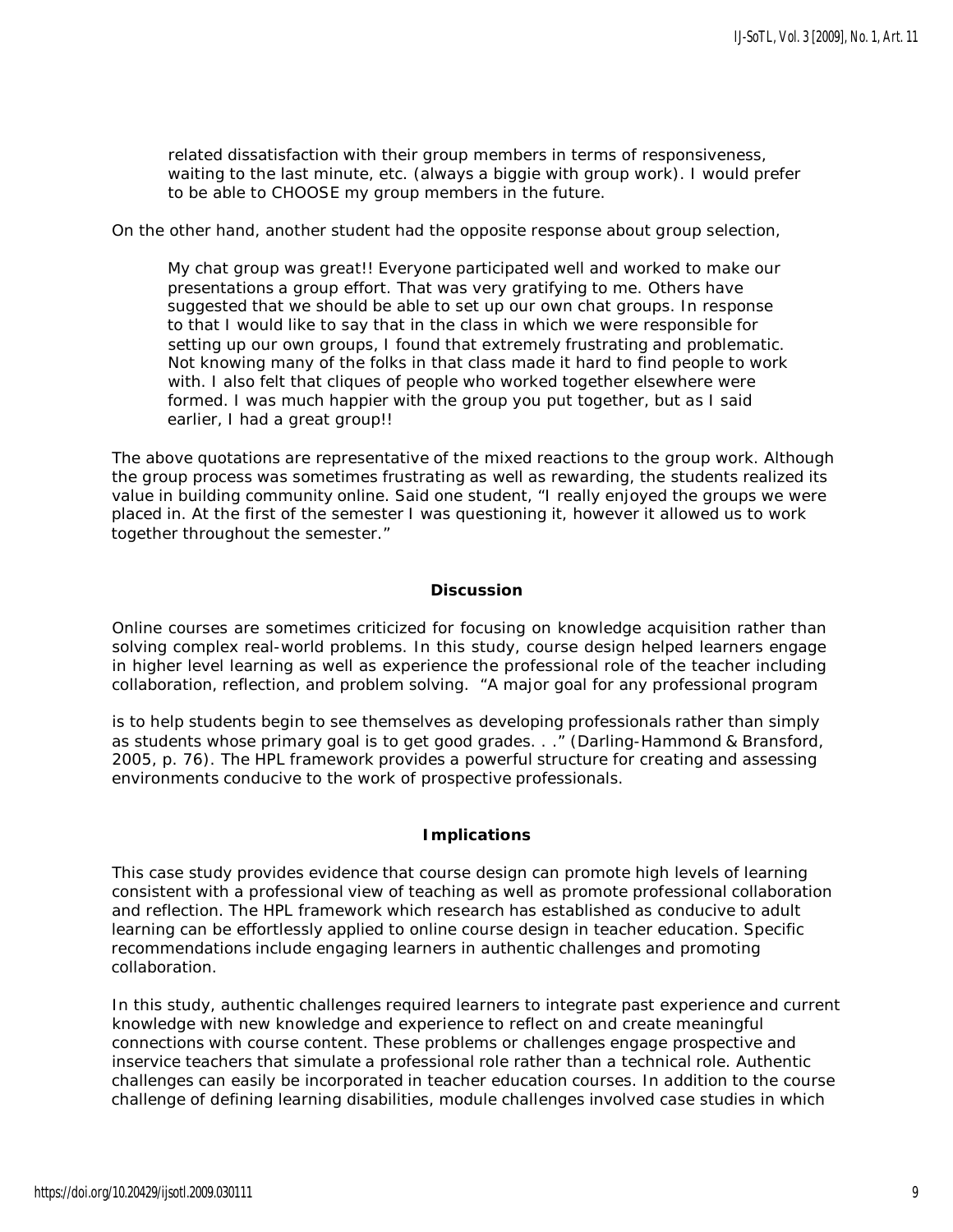> related dissatisfaction with their group members in terms of responsiveness, waiting to the last minute, etc. (always a biggie with group work). I would prefer to be able to CHOOSE my group members in the future.

On the other hand, another student had the opposite response about group selection,

> My chat group was great!! Everyone participated well and worked to make our presentations a group effort. That was very gratifying to me. Others have suggested that we should be able to set up our own chat groups. In response to that I would like to say that in the class in which we were responsible for setting up our own groups, I found that extremely frustrating and problematic. Not knowing many of the folks in that class made it hard to find people to work with. I also felt that cliques of people who worked together elsewhere were formed. I was much happier with the group you put together, but as I said earlier, I had a great group!!

The above quotations are representative of the mixed reactions to the group work. Although the group process was sometimes frustrating as well as rewarding, the students realized its value in building community online. Said one student, "I really enjoyed the groups we were placed in. At the first of the semester I was questioning it, however it allowed us to work together throughout the semester."

## Discussion

Online courses are sometimes criticized for focusing on knowledge acquisition rather than solving complex real-world problems. In this study, course design helped learners engage in higher level learning as well as experience the professional role of the teacher including collaboration, reflection, and problem solving. "A major goal for any professional program is to help students begin to see themselves as developing professionals rather than simply as students whose primary goal is to get good grades. . ." (Darling-Hammond & Bransford, 2005, p. 76). The HPL framework provides a powerful structure for creating and assessing environments conducive to the work of prospective professionals.

## Implications

This case study provides evidence that course design can promote high levels of learning consistent with a professional view of teaching as well as promote professional collaboration and reflection. The HPL framework which research has established as conducive to adult learning can be effortlessly applied to online course design in teacher education. Specific recommendations include engaging learners in authentic challenges and promoting collaboration.

In this study, authentic challenges required learners to integrate past experience and current knowledge with new knowledge and experience to reflect on and create meaningful connections with course content. These problems or challenges engage prospective and inservice teachers that simulate a professional role rather than a technical role. Authentic challenges can easily be incorporated in teacher education courses. In addition to the course challenge of defining learning disabilities, module challenges involved case studies in which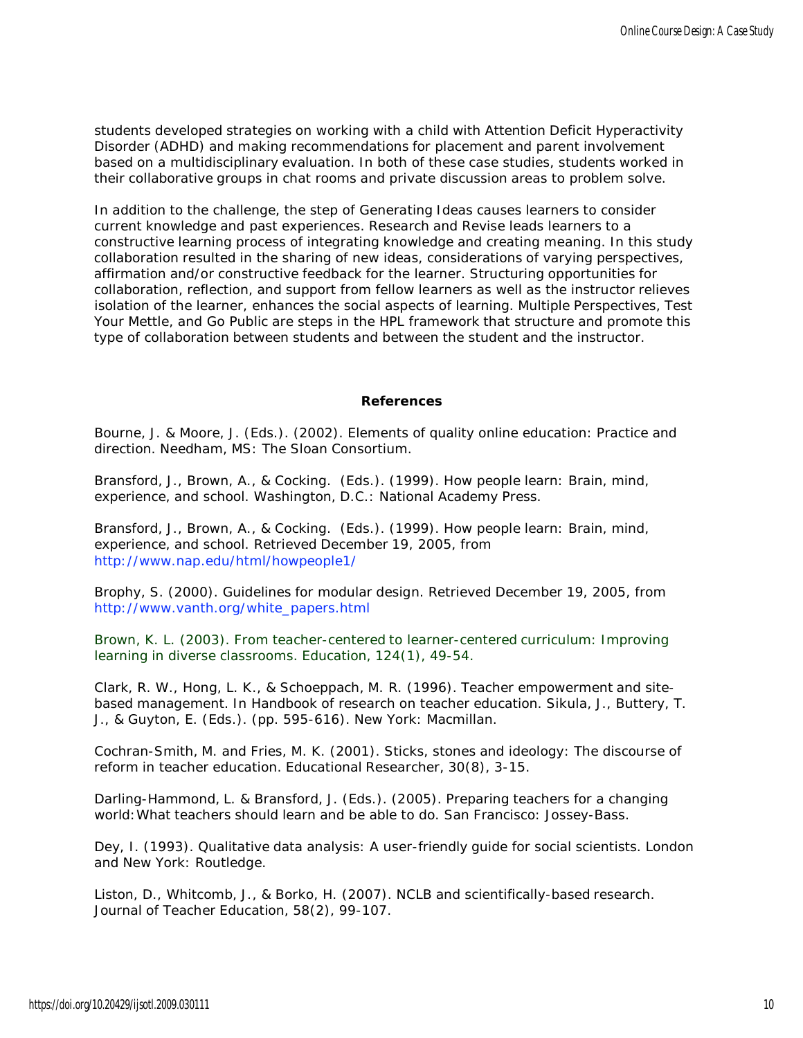students developed strategies on working with a child with Attention Deficit Hyperactivity Disorder (ADHD) and making recommendations for placement and parent involvement based on a multidisciplinary evaluation. In both of these case studies, students worked in their collaborative groups in chat rooms and private discussion areas to problem solve.

In addition to the challenge, the step of Generating Ideas causes learners to consider current knowledge and past experiences. Research and Revise leads learners to a constructive learning process of integrating knowledge and creating meaning. In this study collaboration resulted in the sharing of new ideas, considerations of varying perspectives, affirmation and/or constructive feedback for the learner. Structuring opportunities for collaboration, reflection, and support from fellow learners as well as the instructor relieves isolation of the learner, enhances the social aspects of learning. Multiple Perspectives, Test Your Mettle, and Go Public are steps in the HPL framework that structure and promote this type of collaboration between students and between the student and the instructor.

## References

Bourne, J. & Moore, J. (Eds.). (2002). Elements of quality online education: Practice and direction. Needham, MS: The Sloan Consortium.

Bransford, J., Brown, A., & Cocking. (Eds.). (1999). How people learn: Brain, mind, experience, and school. Washington, D.C.: National Academy Press.

Bransford, J., Brown, A., & Cocking. (Eds.). (1999). How people learn: Brain, mind, experience, and school. Retrieved December 19, 2005, from http://www.nap.edu/html/howpeople1/

Brophy, S. (2000). Guidelines for modular design. Retrieved December 19, 2005, from http://www.vanth.org/white_papers.html

Brown, K. L. (2003). From teacher-centered to learner-centered curriculum: Improving learning in diverse classrooms. Education, 124(1), 49-54.

Clark, R. W., Hong, L. K., & Schoeppach, M. R. (1996). Teacher empowerment and site-based management. In Handbook of research on teacher education. Sikula, J., Buttery, T. J., & Guyton, E. (Eds.). (pp. 595-616). New York: Macmillan.

Cochran-Smith, M. and Fries, M. K. (2001). Sticks, stones and ideology: The discourse of reform in teacher education. Educational Researcher, 30(8), 3-15.

Darling-Hammond, L. & Bransford, J. (Eds.). (2005). Preparing teachers for a changing world: What teachers should learn and be able to do. San Francisco: Jossey-Bass.

Dey, I. (1993). Qualitative data analysis: A user-friendly guide for social scientists. London and New York: Routledge.

Liston, D., Whitcomb, J., & Borko, H. (2007). NCLB and scientifically-based research. Journal of Teacher Education, 58(2), 99-107.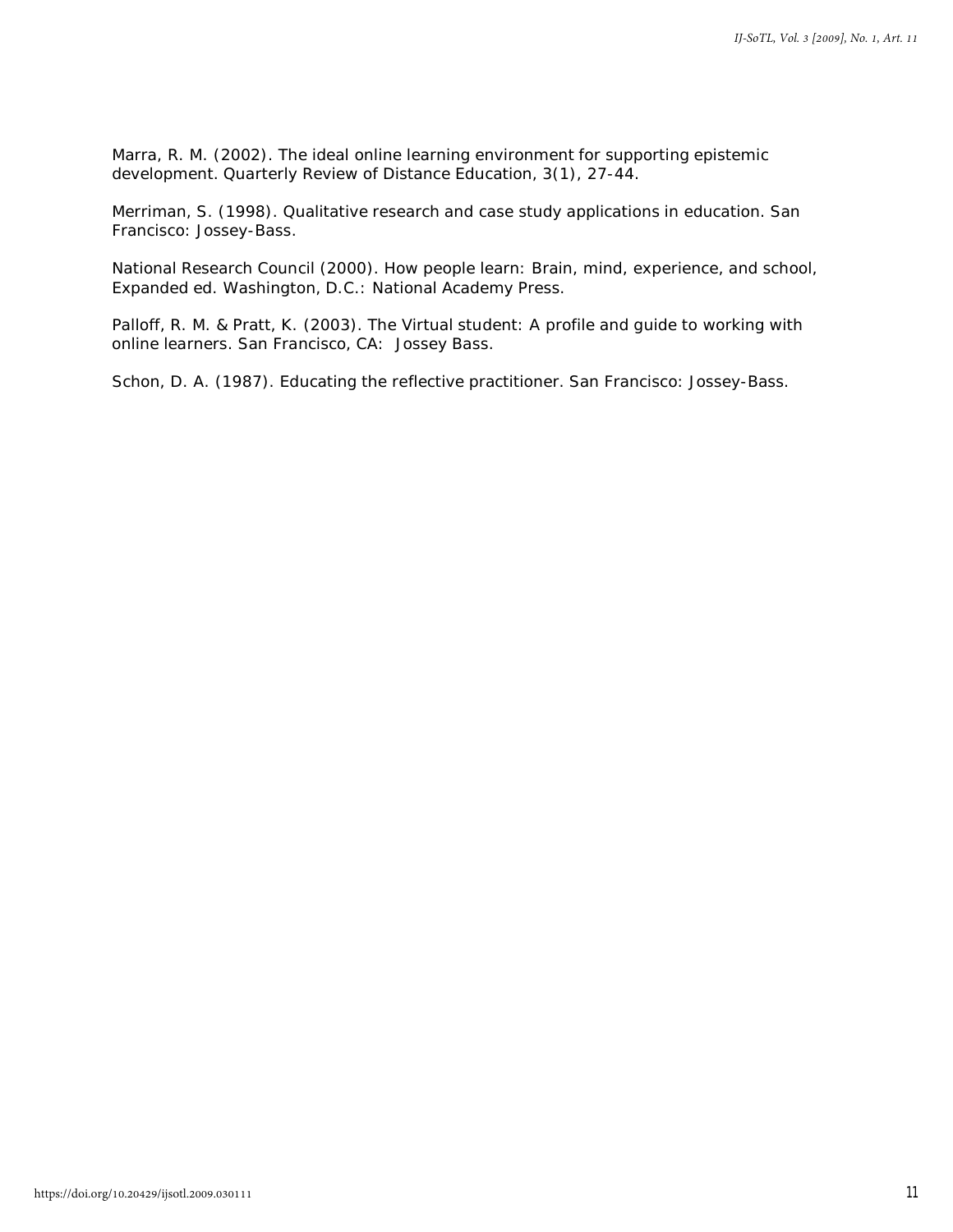Marra, R. M. (2002). The ideal online learning environment for supporting epistemic development. Quarterly Review of Distance Education, 3(1), 27-44.

Merriman, S. (1998). Qualitative research and case study applications in education. San Francisco: Jossey-Bass.

National Research Council (2000). How people learn: Brain, mind, experience, and school, Expanded ed. Washington, D.C.: National Academy Press.

Palloff, R. M. & Pratt, K. (2003). The Virtual student: A profile and guide to working with online learners. San Francisco, CA: Jossey Bass.

Schon, D. A. (1987). Educating the reflective practitioner. San Francisco: Jossey-Bass.